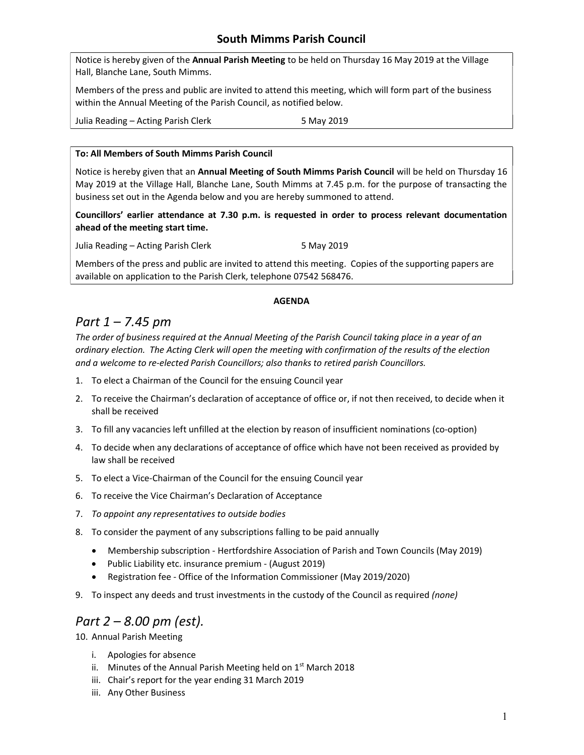# South Mimms Parish Council

Notice is hereby given of the **Annual Parish Meeting** to be held on Thursday 16 May 2019 at the Village Hall, Blanche Lane, South Mimms.

Members of the press and public are invited to attend this meeting, which will form part of the business within the Annual Meeting of the Parish Council, as notified below.

Julia Reading – Acting Parish Clerk 5 May 2019

**To: All Members of South Mimms Parish Council**

Notice is hereby given that an **Annual Meeting of South Mimms Parish Council** will be held on Thursday 16 May 2019 at the Village Hall, Blanche Lane, South Mimms at 7.45 p.m. for the purpose of transacting the business set out in the Agenda below and you are hereby summoned to attend.

**Councillors' earlier attendance at 7.30 p.m. is requested in order to process relevant documentation ahead of the meeting start time.**

Julia Reading – Acting Parish Clerk 5 May 2019

Members of the press and public are invited to attend this meeting. Copies of the supporting papers are available on application to the Parish Clerk, telephone 07542 568476.

**AGENDA**

## *Part 1 – 7.45 pm*

*The order of business required at the Annual Meeting of the Parish Council taking place in a year of an ordinary election. The Acting Clerk will open the meeting with confirmation of the results of the election and a welcome to re-elected Parish Councillors; also thanks to retired parish Councillors.*

1. To elect a Chairman of the Council for the ensuing Council year
2. To receive the Chairman's declaration of acceptance of office or, if not then received, to decide when it shall be received
3. To fill any vacancies left unfilled at the election by reason of insufficient nominations (co-option)
4. To decide when any declarations of acceptance of office which have not been received as provided by law shall be received
5. To elect a Vice-Chairman of the Council for the ensuing Council year
6. To receive the Vice Chairman's Declaration of Acceptance
7. *To appoint any representatives to outside bodies*
8. To consider the payment of any subscriptions falling to be paid annually
   - Membership subscription - Hertfordshire Association of Parish and Town Councils (May 2019)
   - Public Liability etc. insurance premium - (August 2019)
   - Registration fee - Office of the Information Commissioner (May 2019/2020)
9. To inspect any deeds and trust investments in the custody of the Council as required *(none)*

## *Part 2 – 8.00 pm (est).*

10. Annual Parish Meeting

   i. Apologies for absence
   ii. Minutes of the Annual Parish Meeting held on 1st March 2018
   iii. Chair's report for the year ending 31 March 2019
   iii. Any Other Business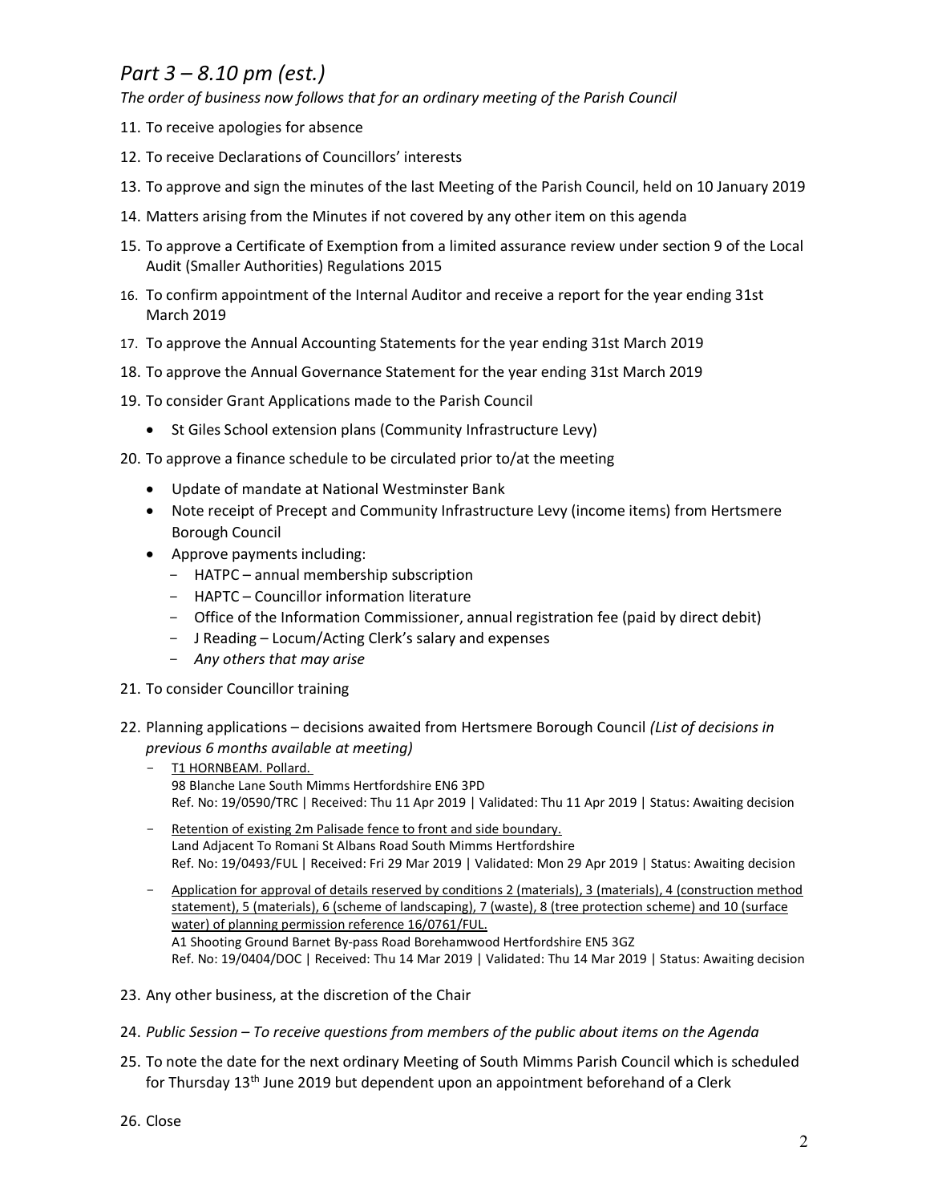## *Part 3 – 8.10 pm (est.)*

*The order of business now follows that for an ordinary meeting of the Parish Council*

11. To receive apologies for absence
12. To receive Declarations of Councillors' interests
13. To approve and sign the minutes of the last Meeting of the Parish Council, held on 10 January 2019
14. Matters arising from the Minutes if not covered by any other item on this agenda
15. To approve a Certificate of Exemption from a limited assurance review under section 9 of the Local Audit (Smaller Authorities) Regulations 2015
16. To confirm appointment of the Internal Auditor and receive a report for the year ending 31st March 2019
17. To approve the Annual Accounting Statements for the year ending 31st March 2019
18. To approve the Annual Governance Statement for the year ending 31st March 2019
19. To consider Grant Applications made to the Parish Council
    - St Giles School extension plans (Community Infrastructure Levy)
20. To approve a finance schedule to be circulated prior to/at the meeting
    - Update of mandate at National Westminster Bank
    - Note receipt of Precept and Community Infrastructure Levy (income items) from Hertsmere Borough Council
    - Approve payments including:
      - HATPC – annual membership subscription
      - HAPTC – Councillor information literature
      - Office of the Information Commissioner, annual registration fee (paid by direct debit)
      - J Reading – Locum/Acting Clerk's salary and expenses
      - *Any others that may arise*
21. To consider Councillor training
22. Planning applications – decisions awaited from Hertsmere Borough Council *(List of decisions in previous 6 months available at meeting)*
    - T1 HORNBEAM. Pollard.
      98 Blanche Lane South Mimms Hertfordshire EN6 3PD
      Ref. No: 19/0590/TRC | Received: Thu 11 Apr 2019 | Validated: Thu 11 Apr 2019 | Status: Awaiting decision
    - Retention of existing 2m Palisade fence to front and side boundary.
      Land Adjacent To Romani St Albans Road South Mimms Hertfordshire
      Ref. No: 19/0493/FUL | Received: Fri 29 Mar 2019 | Validated: Mon 29 Apr 2019 | Status: Awaiting decision
    - Application for approval of details reserved by conditions 2 (materials), 3 (materials), 4 (construction method statement), 5 (materials), 6 (scheme of landscaping), 7 (waste), 8 (tree protection scheme) and 10 (surface water) of planning permission reference 16/0761/FUL.
      A1 Shooting Ground Barnet By-pass Road Borehamwood Hertfordshire EN5 3GZ
      Ref. No: 19/0404/DOC | Received: Thu 14 Mar 2019 | Validated: Thu 14 Mar 2019 | Status: Awaiting decision
23. Any other business, at the discretion of the Chair
24. *Public Session – To receive questions from members of the public about items on the Agenda*
25. To note the date for the next ordinary Meeting of South Mimms Parish Council which is scheduled for Thursday 13th June 2019 but dependent upon an appointment beforehand of a Clerk
26. Close